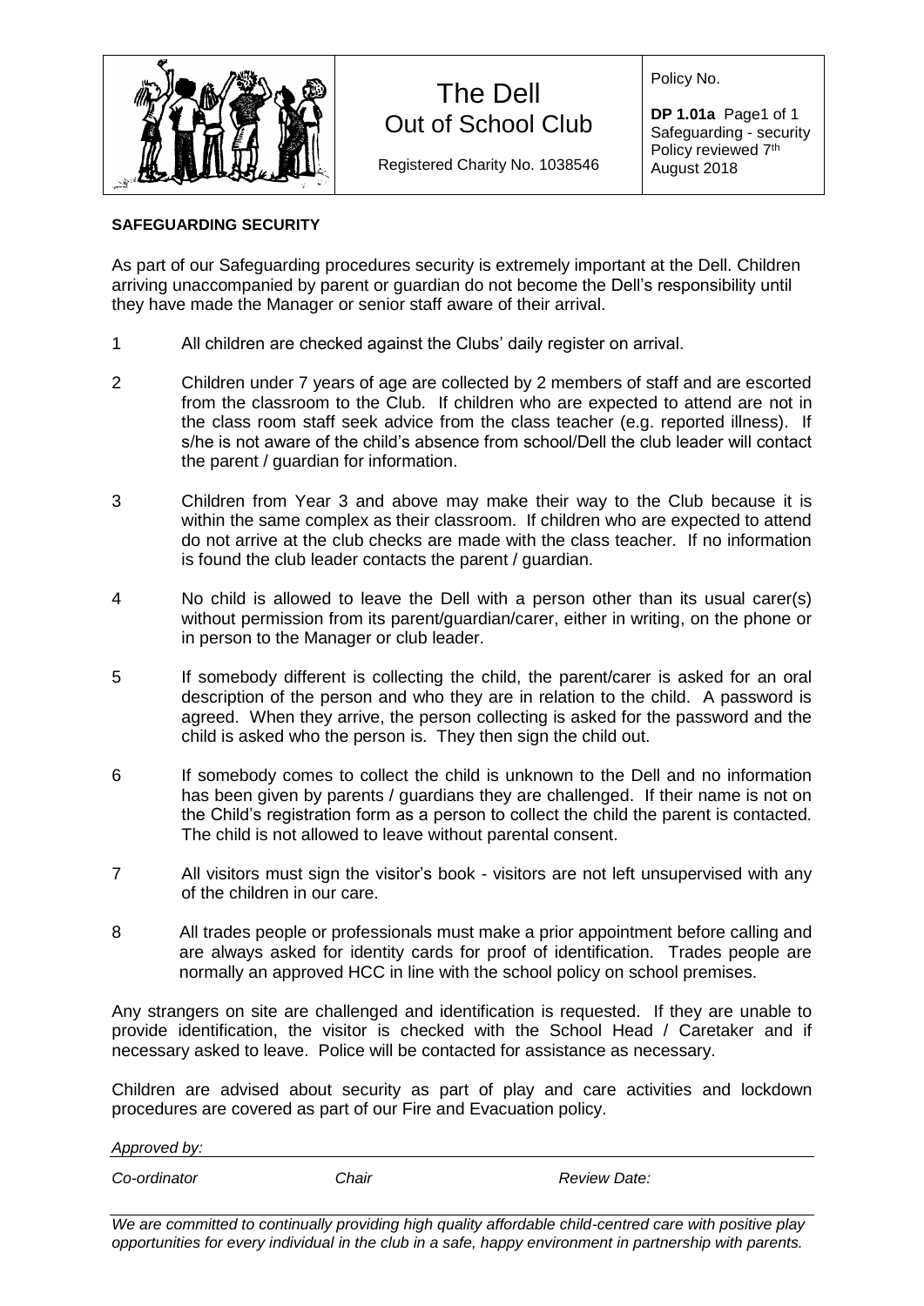| | The Dell<br>Out of School Club<br><br>Registered Charity No. 1038546 | Policy No.<br><br>**DP 1.01a** Page1 of 1<br>Safeguarding - security<br>Policy reviewed 7th August 2018 |
|---|---|---|

**SAFEGUARDING SECURITY**

As part of our Safeguarding procedures security is extremely important at the Dell. Children arriving unaccompanied by parent or guardian do not become the Dell's responsibility until they have made the Manager or senior staff aware of their arrival.

1. All children are checked against the Clubs' daily register on arrival.

2. Children under 7 years of age are collected by 2 members of staff and are escorted from the classroom to the Club. If children who are expected to attend are not in the class room staff seek advice from the class teacher (e.g. reported illness). If s/he is not aware of the child's absence from school/Dell the club leader will contact the parent / guardian for information.

3. Children from Year 3 and above may make their way to the Club because it is within the same complex as their classroom. If children who are expected to attend do not arrive at the club checks are made with the class teacher. If no information is found the club leader contacts the parent / guardian.

4. No child is allowed to leave the Dell with a person other than its usual carer(s) without permission from its parent/guardian/carer, either in writing, on the phone or in person to the Manager or club leader.

5. If somebody different is collecting the child, the parent/carer is asked for an oral description of the person and who they are in relation to the child. A password is agreed. When they arrive, the person collecting is asked for the password and the child is asked who the person is. They then sign the child out.

6. If somebody comes to collect the child is unknown to the Dell and no information has been given by parents / guardians they are challenged. If their name is not on the Child's registration form as a person to collect the child the parent is contacted. The child is not allowed to leave without parental consent.

7. All visitors must sign the visitor's book - visitors are not left unsupervised with any of the children in our care.

8. All trades people or professionals must make a prior appointment before calling and are always asked for identity cards for proof of identification. Trades people are normally an approved HCC in line with the school policy on school premises.

Any strangers on site are challenged and identification is requested. If they are unable to provide identification, the visitor is checked with the School Head / Caretaker and if necessary asked to leave. Police will be contacted for assistance as necessary.

Children are advised about security as part of play and care activities and lockdown procedures are covered as part of our Fire and Evacuation policy.

*Approved by:*

*Co-ordinator* *Chair* *Review Date:*

*We are committed to continually providing high quality affordable child-centred care with positive play opportunities for every individual in the club in a safe, happy environment in partnership with parents.*